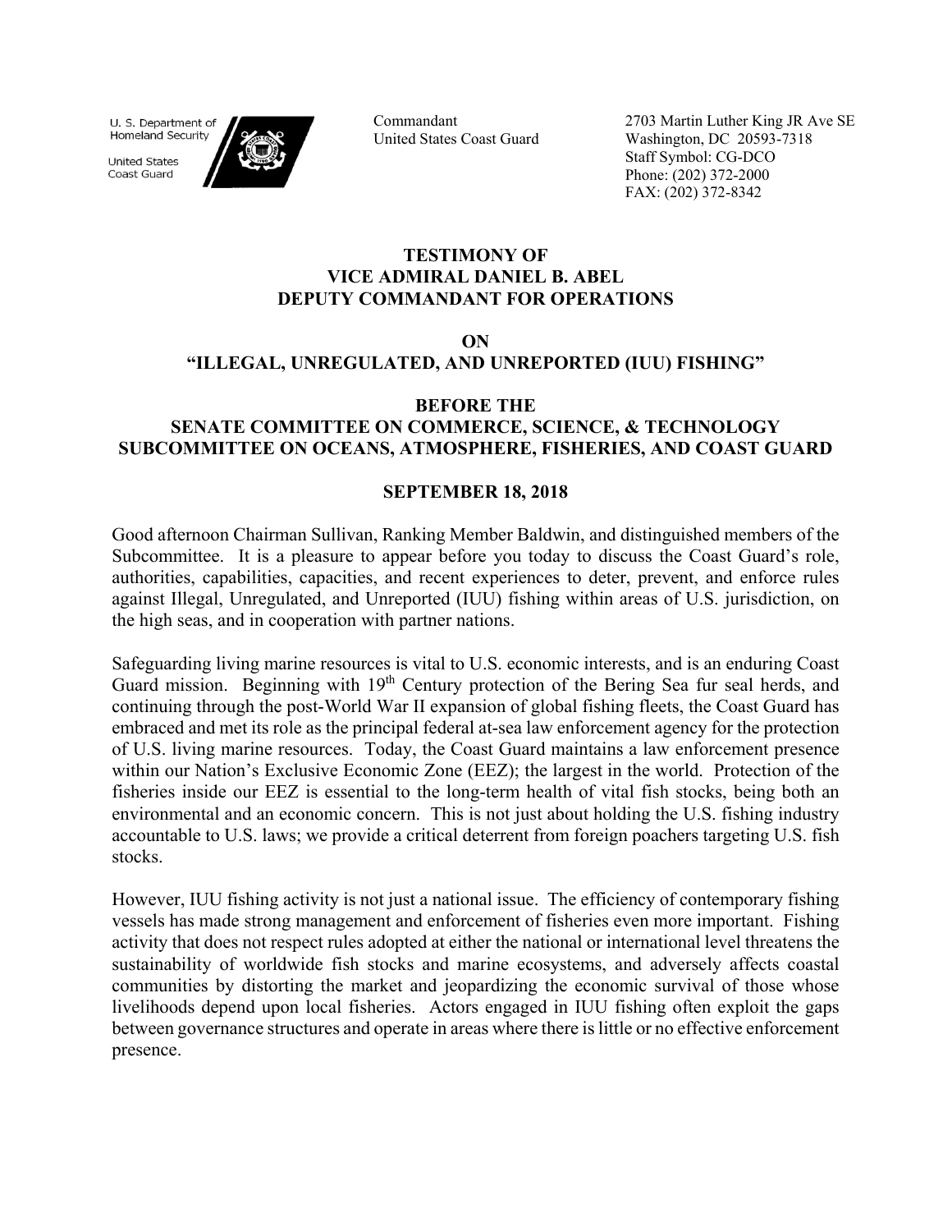U. S. Department of Homeland Security

United States Coast Guard

Commandant
United States Coast Guard

2703 Martin Luther King JR Ave SE
Washington, DC 20593-7318
Staff Symbol: CG-DCO
Phone: (202) 372-2000
FAX: (202) 372-8342

**TESTIMONY OF**
**VICE ADMIRAL DANIEL B. ABEL**
**DEPUTY COMMANDANT FOR OPERATIONS**

**ON**
**"ILLEGAL, UNREGULATED, AND UNREPORTED (IUU) FISHING"**

**BEFORE THE**
**SENATE COMMITTEE ON COMMERCE, SCIENCE, & TECHNOLOGY**
**SUBCOMMITTEE ON OCEANS, ATMOSPHERE, FISHERIES, AND COAST GUARD**

**SEPTEMBER 18, 2018**

Good afternoon Chairman Sullivan, Ranking Member Baldwin, and distinguished members of the Subcommittee. It is a pleasure to appear before you today to discuss the Coast Guard's role, authorities, capabilities, capacities, and recent experiences to deter, prevent, and enforce rules against Illegal, Unregulated, and Unreported (IUU) fishing within areas of U.S. jurisdiction, on the high seas, and in cooperation with partner nations.

Safeguarding living marine resources is vital to U.S. economic interests, and is an enduring Coast Guard mission. Beginning with 19th Century protection of the Bering Sea fur seal herds, and continuing through the post-World War II expansion of global fishing fleets, the Coast Guard has embraced and met its role as the principal federal at-sea law enforcement agency for the protection of U.S. living marine resources. Today, the Coast Guard maintains a law enforcement presence within our Nation's Exclusive Economic Zone (EEZ); the largest in the world. Protection of the fisheries inside our EEZ is essential to the long-term health of vital fish stocks, being both an environmental and an economic concern. This is not just about holding the U.S. fishing industry accountable to U.S. laws; we provide a critical deterrent from foreign poachers targeting U.S. fish stocks.

However, IUU fishing activity is not just a national issue. The efficiency of contemporary fishing vessels has made strong management and enforcement of fisheries even more important. Fishing activity that does not respect rules adopted at either the national or international level threatens the sustainability of worldwide fish stocks and marine ecosystems, and adversely affects coastal communities by distorting the market and jeopardizing the economic survival of those whose livelihoods depend upon local fisheries. Actors engaged in IUU fishing often exploit the gaps between governance structures and operate in areas where there is little or no effective enforcement presence.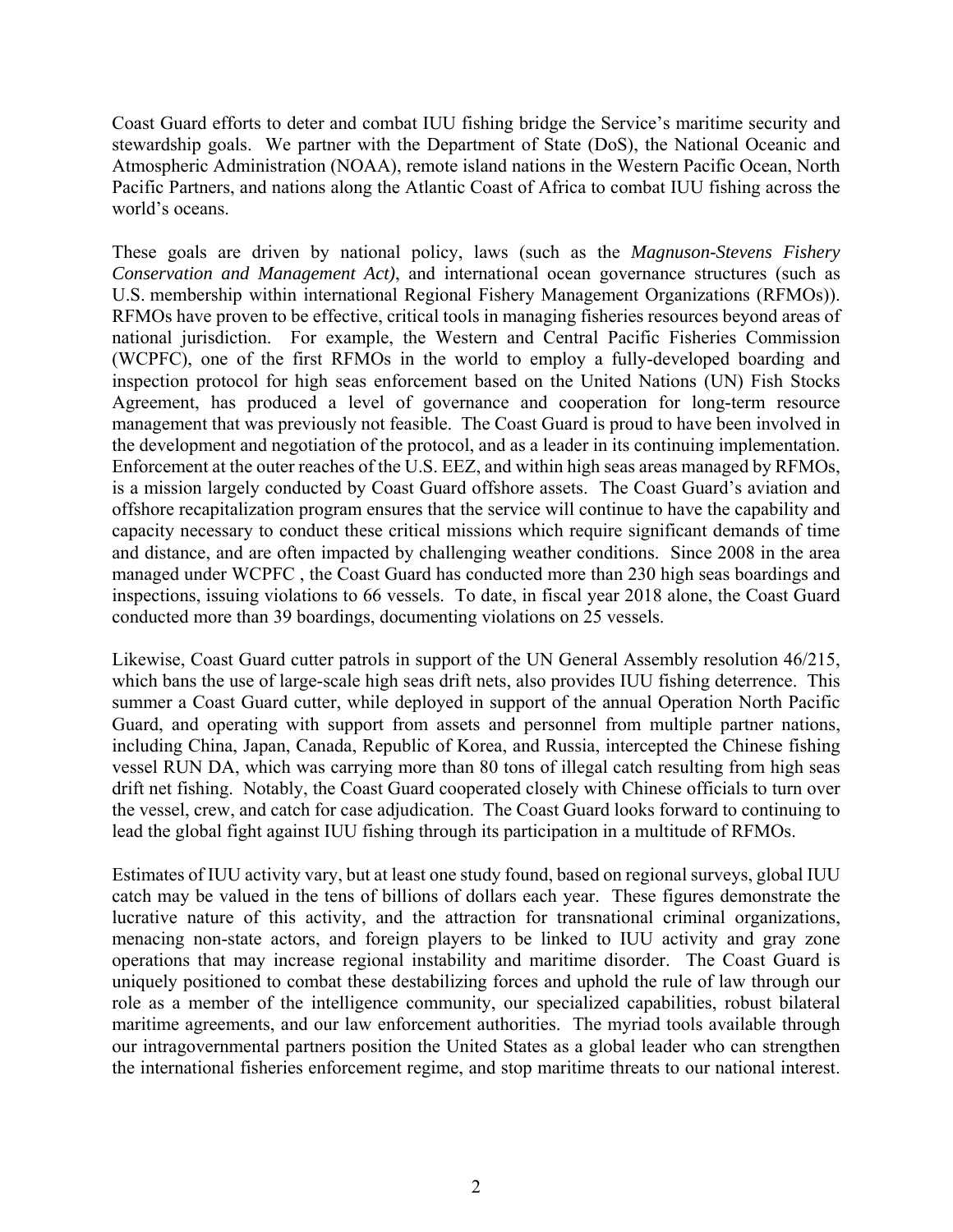Coast Guard efforts to deter and combat IUU fishing bridge the Service's maritime security and stewardship goals. We partner with the Department of State (DoS), the National Oceanic and Atmospheric Administration (NOAA), remote island nations in the Western Pacific Ocean, North Pacific Partners, and nations along the Atlantic Coast of Africa to combat IUU fishing across the world's oceans.

These goals are driven by national policy, laws (such as the *Magnuson-Stevens Fishery Conservation and Management Act)*, and international ocean governance structures (such as U.S. membership within international Regional Fishery Management Organizations (RFMOs)). RFMOs have proven to be effective, critical tools in managing fisheries resources beyond areas of national jurisdiction. For example, the Western and Central Pacific Fisheries Commission (WCPFC), one of the first RFMOs in the world to employ a fully-developed boarding and inspection protocol for high seas enforcement based on the United Nations (UN) Fish Stocks Agreement, has produced a level of governance and cooperation for long-term resource management that was previously not feasible. The Coast Guard is proud to have been involved in the development and negotiation of the protocol, and as a leader in its continuing implementation. Enforcement at the outer reaches of the U.S. EEZ, and within high seas areas managed by RFMOs, is a mission largely conducted by Coast Guard offshore assets. The Coast Guard's aviation and offshore recapitalization program ensures that the service will continue to have the capability and capacity necessary to conduct these critical missions which require significant demands of time and distance, and are often impacted by challenging weather conditions. Since 2008 in the area managed under WCPFC , the Coast Guard has conducted more than 230 high seas boardings and inspections, issuing violations to 66 vessels. To date, in fiscal year 2018 alone, the Coast Guard conducted more than 39 boardings, documenting violations on 25 vessels.

Likewise, Coast Guard cutter patrols in support of the UN General Assembly resolution 46/215, which bans the use of large-scale high seas drift nets, also provides IUU fishing deterrence. This summer a Coast Guard cutter, while deployed in support of the annual Operation North Pacific Guard, and operating with support from assets and personnel from multiple partner nations, including China, Japan, Canada, Republic of Korea, and Russia, intercepted the Chinese fishing vessel RUN DA, which was carrying more than 80 tons of illegal catch resulting from high seas drift net fishing. Notably, the Coast Guard cooperated closely with Chinese officials to turn over the vessel, crew, and catch for case adjudication. The Coast Guard looks forward to continuing to lead the global fight against IUU fishing through its participation in a multitude of RFMOs.

Estimates of IUU activity vary, but at least one study found, based on regional surveys, global IUU catch may be valued in the tens of billions of dollars each year. These figures demonstrate the lucrative nature of this activity, and the attraction for transnational criminal organizations, menacing non-state actors, and foreign players to be linked to IUU activity and gray zone operations that may increase regional instability and maritime disorder. The Coast Guard is uniquely positioned to combat these destabilizing forces and uphold the rule of law through our role as a member of the intelligence community, our specialized capabilities, robust bilateral maritime agreements, and our law enforcement authorities. The myriad tools available through our intragovernmental partners position the United States as a global leader who can strengthen the international fisheries enforcement regime, and stop maritime threats to our national interest.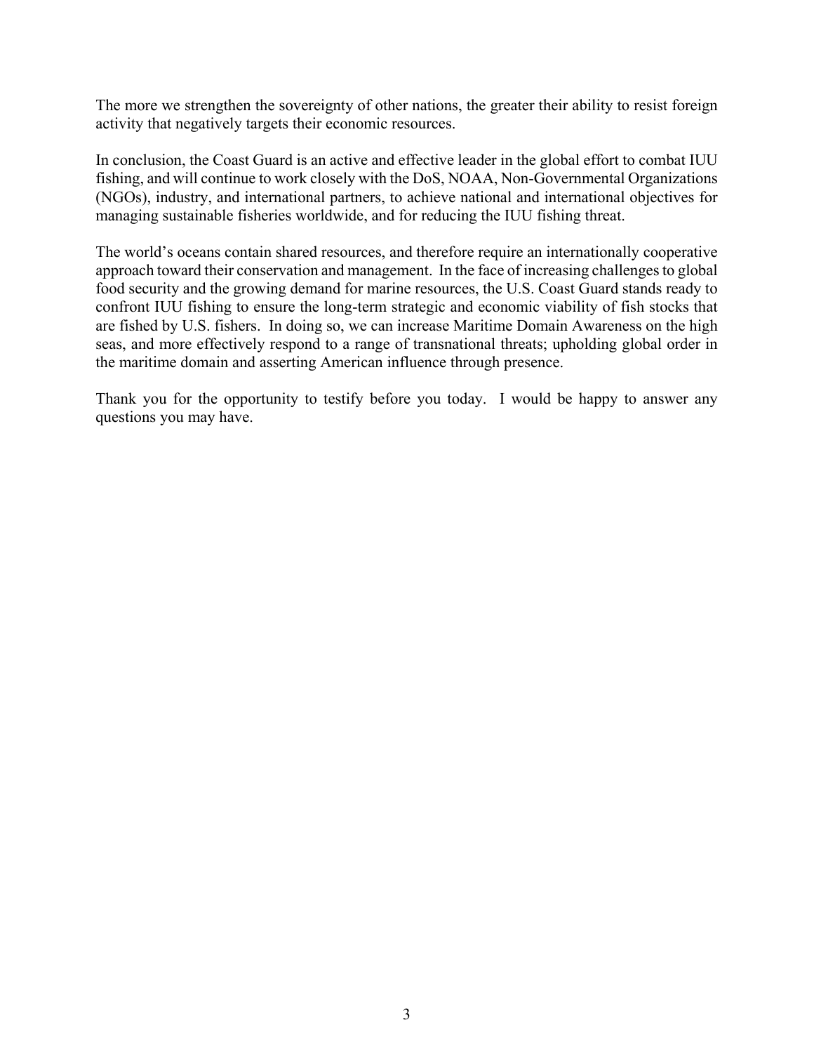The more we strengthen the sovereignty of other nations, the greater their ability to resist foreign activity that negatively targets their economic resources.

In conclusion, the Coast Guard is an active and effective leader in the global effort to combat IUU fishing, and will continue to work closely with the DoS, NOAA, Non-Governmental Organizations (NGOs), industry, and international partners, to achieve national and international objectives for managing sustainable fisheries worldwide, and for reducing the IUU fishing threat.

The world's oceans contain shared resources, and therefore require an internationally cooperative approach toward their conservation and management. In the face of increasing challenges to global food security and the growing demand for marine resources, the U.S. Coast Guard stands ready to confront IUU fishing to ensure the long-term strategic and economic viability of fish stocks that are fished by U.S. fishers. In doing so, we can increase Maritime Domain Awareness on the high seas, and more effectively respond to a range of transnational threats; upholding global order in the maritime domain and asserting American influence through presence.

Thank you for the opportunity to testify before you today. I would be happy to answer any questions you may have.